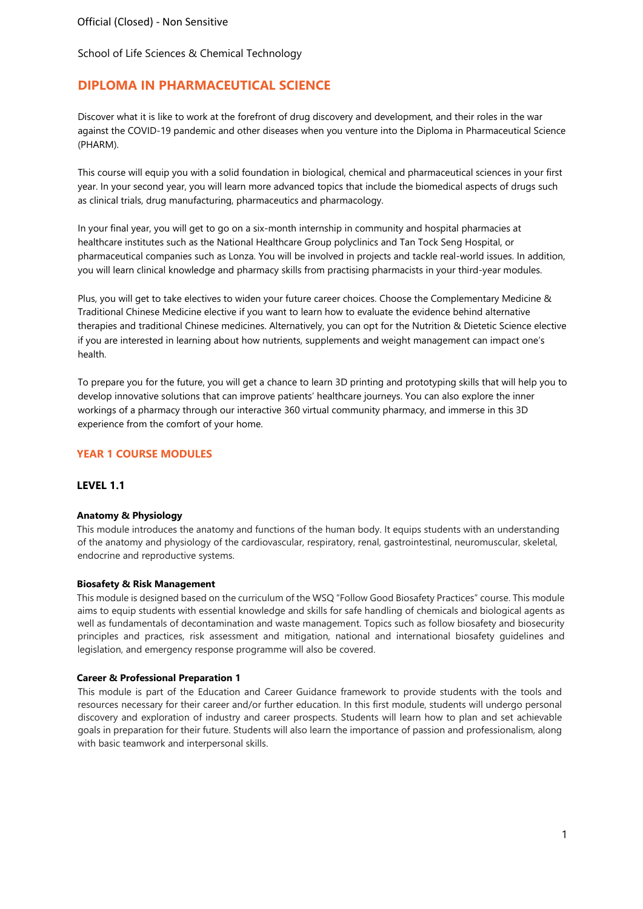Official (Closed) - Non Sensitive

School of Life Sciences & Chemical Technology

# DIPLOMA IN PHARMACEUTICAL SCIENCE

Discover what it is like to work at the forefront of drug discovery and development, and their roles in the war against the COVID-19 pandemic and other diseases when you venture into the Diploma in Pharmaceutical Science (PHARM).

This course will equip you with a solid foundation in biological, chemical and pharmaceutical sciences in your first year. In your second year, you will learn more advanced topics that include the biomedical aspects of drugs such as clinical trials, drug manufacturing, pharmaceutics and pharmacology.

In your final year, you will get to go on a six-month internship in community and hospital pharmacies at healthcare institutes such as the National Healthcare Group polyclinics and Tan Tock Seng Hospital, or pharmaceutical companies such as Lonza. You will be involved in projects and tackle real-world issues. In addition, you will learn clinical knowledge and pharmacy skills from practising pharmacists in your third-year modules.

Plus, you will get to take electives to widen your future career choices. Choose the Complementary Medicine & Traditional Chinese Medicine elective if you want to learn how to evaluate the evidence behind alternative therapies and traditional Chinese medicines. Alternatively, you can opt for the Nutrition & Dietetic Science elective if you are interested in learning about how nutrients, supplements and weight management can impact one's health.

To prepare you for the future, you will get a chance to learn 3D printing and prototyping skills that will help you to develop innovative solutions that can improve patients' healthcare journeys. You can also explore the inner workings of a pharmacy through our interactive 360 virtual community pharmacy, and immerse in this 3D experience from the comfort of your home.

## YEAR 1 COURSE MODULES

### LEVEL 1.1

**Anatomy & Physiology**
This module introduces the anatomy and functions of the human body. It equips students with an understanding of the anatomy and physiology of the cardiovascular, respiratory, renal, gastrointestinal, neuromuscular, skeletal, endocrine and reproductive systems.

**Biosafety & Risk Management**
This module is designed based on the curriculum of the WSQ "Follow Good Biosafety Practices" course. This module aims to equip students with essential knowledge and skills for safe handling of chemicals and biological agents as well as fundamentals of decontamination and waste management. Topics such as follow biosafety and biosecurity principles and practices, risk assessment and mitigation, national and international biosafety guidelines and legislation, and emergency response programme will also be covered.

**Career & Professional Preparation 1**
This module is part of the Education and Career Guidance framework to provide students with the tools and resources necessary for their career and/or further education. In this first module, students will undergo personal discovery and exploration of industry and career prospects. Students will learn how to plan and set achievable goals in preparation for their future. Students will also learn the importance of passion and professionalism, along with basic teamwork and interpersonal skills.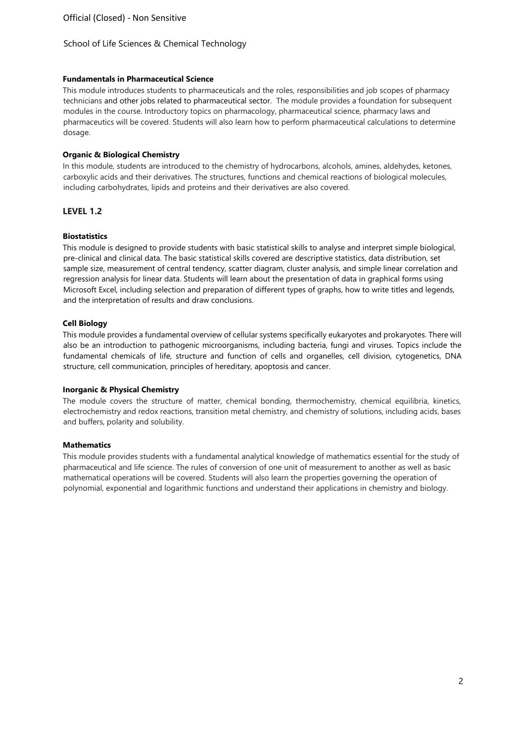#### Fundamentals in Pharmaceutical Science

This module introduces students to pharmaceuticals and the roles, responsibilities and job scopes of pharmacy technicians and other jobs related to pharmaceutical sector. The module provides a foundation for subsequent modules in the course. Introductory topics on pharmacology, pharmaceutical science, pharmacy laws and pharmaceutics will be covered. Students will also learn how to perform pharmaceutical calculations to determine dosage.

#### Organic & Biological Chemistry

In this module, students are introduced to the chemistry of hydrocarbons, alcohols, amines, aldehydes, ketones, carboxylic acids and their derivatives. The structures, functions and chemical reactions of biological molecules, including carbohydrates, lipids and proteins and their derivatives are also covered.

### LEVEL 1.2

#### Biostatistics

This module is designed to provide students with basic statistical skills to analyse and interpret simple biological, pre-clinical and clinical data. The basic statistical skills covered are descriptive statistics, data distribution, set sample size, measurement of central tendency, scatter diagram, cluster analysis, and simple linear correlation and regression analysis for linear data. Students will learn about the presentation of data in graphical forms using Microsoft Excel, including selection and preparation of different types of graphs, how to write titles and legends, and the interpretation of results and draw conclusions.

#### Cell Biology

This module provides a fundamental overview of cellular systems specifically eukaryotes and prokaryotes. There will also be an introduction to pathogenic microorganisms, including bacteria, fungi and viruses. Topics include the fundamental chemicals of life, structure and function of cells and organelles, cell division, cytogenetics, DNA structure, cell communication, principles of hereditary, apoptosis and cancer.

#### Inorganic & Physical Chemistry

The module covers the structure of matter, chemical bonding, thermochemistry, chemical equilibria, kinetics, electrochemistry and redox reactions, transition metal chemistry, and chemistry of solutions, including acids, bases and buffers, polarity and solubility.

#### Mathematics

This module provides students with a fundamental analytical knowledge of mathematics essential for the study of pharmaceutical and life science. The rules of conversion of one unit of measurement to another as well as basic mathematical operations will be covered. Students will also learn the properties governing the operation of polynomial, exponential and logarithmic functions and understand their applications in chemistry and biology.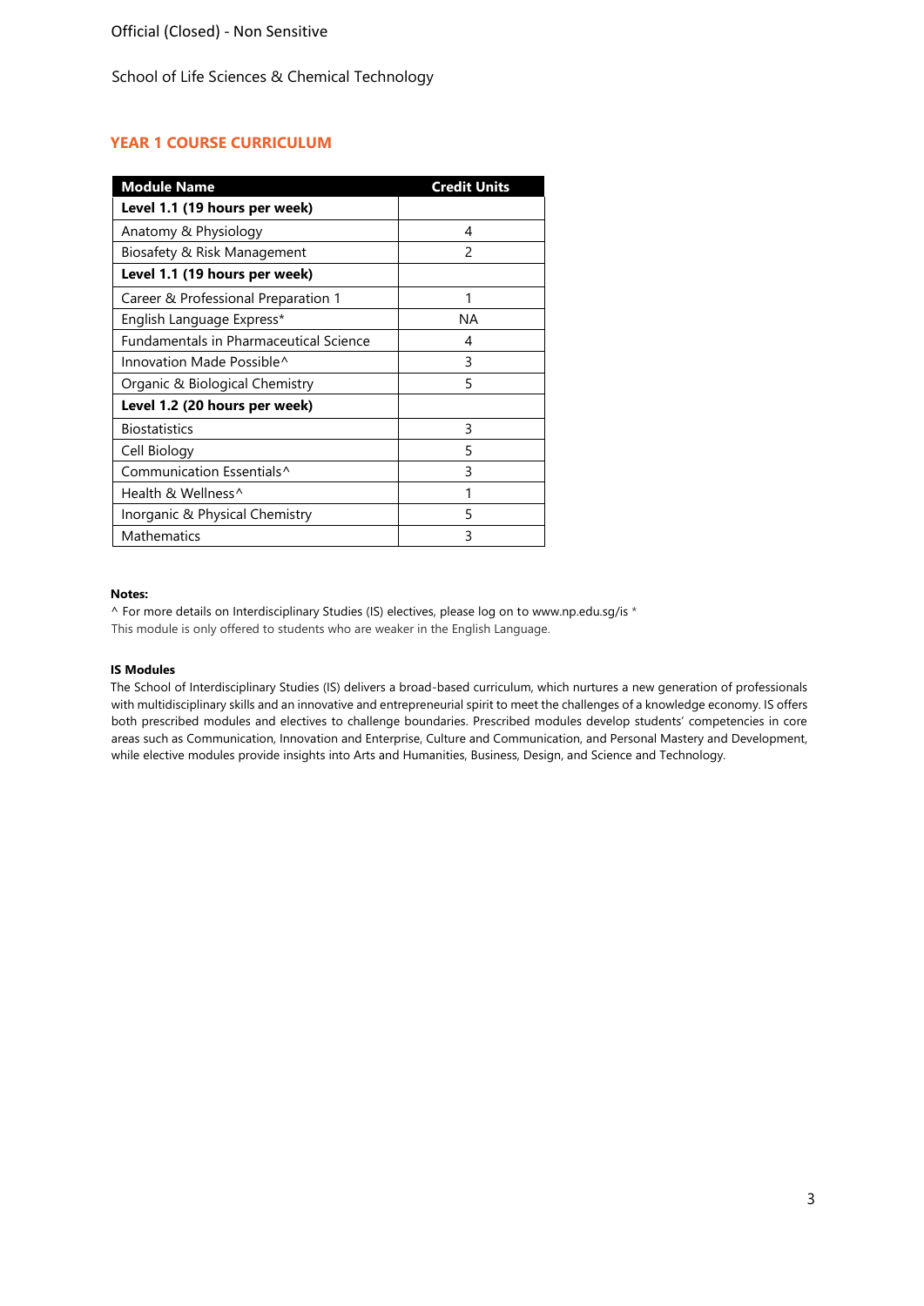Official (Closed) - Non Sensitive

School of Life Sciences & Chemical Technology

## YEAR 1 COURSE CURRICULUM

| Module Name | Credit Units |
|---|---|
| **Level 1.1 (19 hours per week)** | |
| Anatomy & Physiology | 4 |
| Biosafety & Risk Management | 2 |
| **Level 1.1 (19 hours per week)** | |
| Career & Professional Preparation 1 | 1 |
| English Language Express* | NA |
| Fundamentals in Pharmaceutical Science | 4 |
| Innovation Made Possible^ | 3 |
| Organic & Biological Chemistry | 5 |
| **Level 1.2 (20 hours per week)** | |
| Biostatistics | 3 |
| Cell Biology | 5 |
| Communication Essentials^ | 3 |
| Health & Wellness^ | 1 |
| Inorganic & Physical Chemistry | 5 |
| Mathematics | 3 |

**Notes:**

^ For more details on Interdisciplinary Studies (IS) electives, please log on to www.np.edu.sg/is *
This module is only offered to students who are weaker in the English Language.

**IS Modules**

The School of Interdisciplinary Studies (IS) delivers a broad-based curriculum, which nurtures a new generation of professionals with multidisciplinary skills and an innovative and entrepreneurial spirit to meet the challenges of a knowledge economy. IS offers both prescribed modules and electives to challenge boundaries. Prescribed modules develop students' competencies in core areas such as Communication, Innovation and Enterprise, Culture and Communication, and Personal Mastery and Development, while elective modules provide insights into Arts and Humanities, Business, Design, and Science and Technology.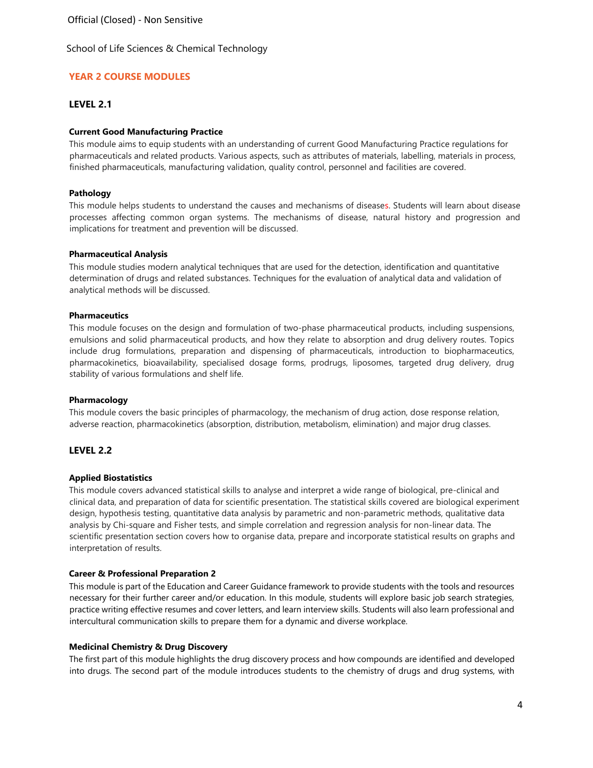School of Life Sciences & Chemical Technology

## YEAR 2 COURSE MODULES

### LEVEL 2.1

**Current Good Manufacturing Practice**

This module aims to equip students with an understanding of current Good Manufacturing Practice regulations for pharmaceuticals and related products. Various aspects, such as attributes of materials, labelling, materials in process, finished pharmaceuticals, manufacturing validation, quality control, personnel and facilities are covered.

**Pathology**

This module helps students to understand the causes and mechanisms of diseases. Students will learn about disease processes affecting common organ systems. The mechanisms of disease, natural history and progression and implications for treatment and prevention will be discussed.

**Pharmaceutical Analysis**

This module studies modern analytical techniques that are used for the detection, identification and quantitative determination of drugs and related substances. Techniques for the evaluation of analytical data and validation of analytical methods will be discussed.

**Pharmaceutics**

This module focuses on the design and formulation of two-phase pharmaceutical products, including suspensions, emulsions and solid pharmaceutical products, and how they relate to absorption and drug delivery routes. Topics include drug formulations, preparation and dispensing of pharmaceuticals, introduction to biopharmaceutics, pharmacokinetics, bioavailability, specialised dosage forms, prodrugs, liposomes, targeted drug delivery, drug stability of various formulations and shelf life.

**Pharmacology**

This module covers the basic principles of pharmacology, the mechanism of drug action, dose response relation, adverse reaction, pharmacokinetics (absorption, distribution, metabolism, elimination) and major drug classes.

### LEVEL 2.2

**Applied Biostatistics**

This module covers advanced statistical skills to analyse and interpret a wide range of biological, pre-clinical and clinical data, and preparation of data for scientific presentation. The statistical skills covered are biological experiment design, hypothesis testing, quantitative data analysis by parametric and non-parametric methods, qualitative data analysis by Chi-square and Fisher tests, and simple correlation and regression analysis for non-linear data. The scientific presentation section covers how to organise data, prepare and incorporate statistical results on graphs and interpretation of results.

**Career & Professional Preparation 2**

This module is part of the Education and Career Guidance framework to provide students with the tools and resources necessary for their further career and/or education. In this module, students will explore basic job search strategies, practice writing effective resumes and cover letters, and learn interview skills. Students will also learn professional and intercultural communication skills to prepare them for a dynamic and diverse workplace.

**Medicinal Chemistry & Drug Discovery**

The first part of this module highlights the drug discovery process and how compounds are identified and developed into drugs. The second part of the module introduces students to the chemistry of drugs and drug systems, with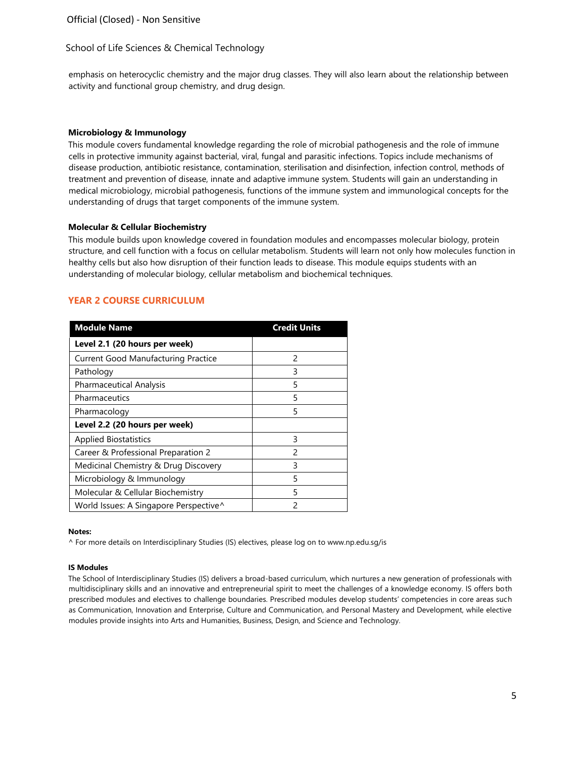emphasis on heterocyclic chemistry and the major drug classes. They will also learn about the relationship between activity and functional group chemistry, and drug design.

**Microbiology & Immunology**

This module covers fundamental knowledge regarding the role of microbial pathogenesis and the role of immune cells in protective immunity against bacterial, viral, fungal and parasitic infections. Topics include mechanisms of disease production, antibiotic resistance, contamination, sterilisation and disinfection, infection control, methods of treatment and prevention of disease, innate and adaptive immune system. Students will gain an understanding in medical microbiology, microbial pathogenesis, functions of the immune system and immunological concepts for the understanding of drugs that target components of the immune system.

**Molecular & Cellular Biochemistry**

This module builds upon knowledge covered in foundation modules and encompasses molecular biology, protein structure, and cell function with a focus on cellular metabolism. Students will learn not only how molecules function in healthy cells but also how disruption of their function leads to disease. This module equips students with an understanding of molecular biology, cellular metabolism and biochemical techniques.

## YEAR 2 COURSE CURRICULUM

| Module Name | Credit Units |
|---|---|
| **Level 2.1 (20 hours per week)** | |
| Current Good Manufacturing Practice | 2 |
| Pathology | 3 |
| Pharmaceutical Analysis | 5 |
| Pharmaceutics | 5 |
| Pharmacology | 5 |
| **Level 2.2 (20 hours per week)** | |
| Applied Biostatistics | 3 |
| Career & Professional Preparation 2 | 2 |
| Medicinal Chemistry & Drug Discovery | 3 |
| Microbiology & Immunology | 5 |
| Molecular & Cellular Biochemistry | 5 |
| World Issues: A Singapore Perspective^ | 2 |

**Notes:**

^ For more details on Interdisciplinary Studies (IS) electives, please log on to www.np.edu.sg/is

**IS Modules**

The School of Interdisciplinary Studies (IS) delivers a broad-based curriculum, which nurtures a new generation of professionals with multidisciplinary skills and an innovative and entrepreneurial spirit to meet the challenges of a knowledge economy. IS offers both prescribed modules and electives to challenge boundaries. Prescribed modules develop students' competencies in core areas such as Communication, Innovation and Enterprise, Culture and Communication, and Personal Mastery and Development, while elective modules provide insights into Arts and Humanities, Business, Design, and Science and Technology.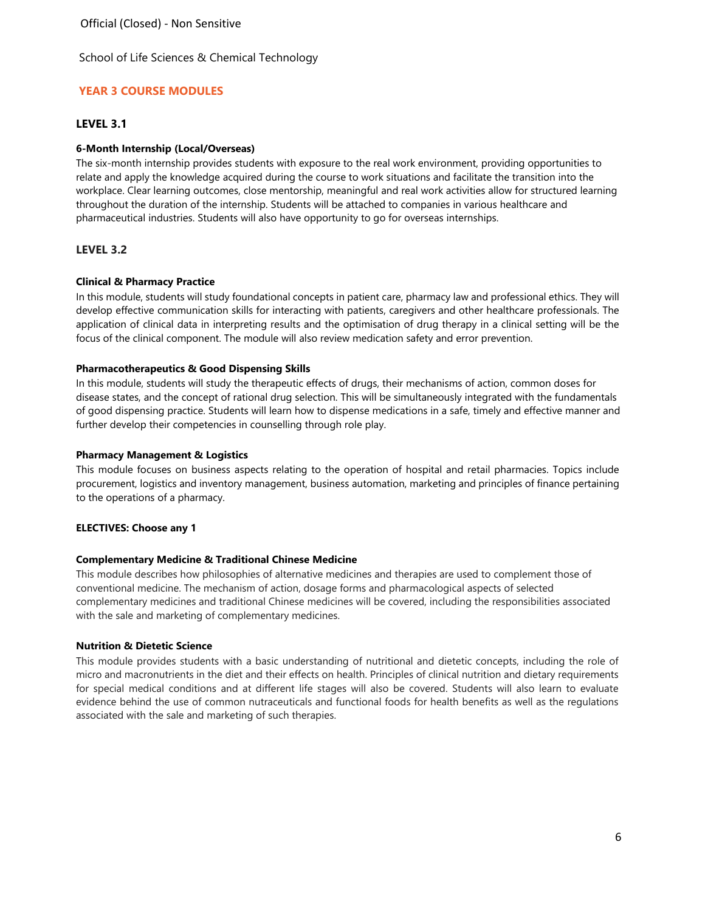Official (Closed) - Non Sensitive

School of Life Sciences & Chemical Technology

## YEAR 3 COURSE MODULES

### LEVEL 3.1

**6-Month Internship (Local/Overseas)**

The six-month internship provides students with exposure to the real work environment, providing opportunities to relate and apply the knowledge acquired during the course to work situations and facilitate the transition into the workplace. Clear learning outcomes, close mentorship, meaningful and real work activities allow for structured learning throughout the duration of the internship. Students will be attached to companies in various healthcare and pharmaceutical industries. Students will also have opportunity to go for overseas internships.

### LEVEL 3.2

**Clinical & Pharmacy Practice**

In this module, students will study foundational concepts in patient care, pharmacy law and professional ethics. They will develop effective communication skills for interacting with patients, caregivers and other healthcare professionals. The application of clinical data in interpreting results and the optimisation of drug therapy in a clinical setting will be the focus of the clinical component. The module will also review medication safety and error prevention.

**Pharmacotherapeutics & Good Dispensing Skills**

In this module, students will study the therapeutic effects of drugs, their mechanisms of action, common doses for disease states, and the concept of rational drug selection. This will be simultaneously integrated with the fundamentals of good dispensing practice. Students will learn how to dispense medications in a safe, timely and effective manner and further develop their competencies in counselling through role play.

**Pharmacy Management & Logistics**

This module focuses on business aspects relating to the operation of hospital and retail pharmacies. Topics include procurement, logistics and inventory management, business automation, marketing and principles of finance pertaining to the operations of a pharmacy.

**ELECTIVES: Choose any 1**

**Complementary Medicine & Traditional Chinese Medicine**

This module describes how philosophies of alternative medicines and therapies are used to complement those of conventional medicine. The mechanism of action, dosage forms and pharmacological aspects of selected complementary medicines and traditional Chinese medicines will be covered, including the responsibilities associated with the sale and marketing of complementary medicines.

**Nutrition & Dietetic Science**

This module provides students with a basic understanding of nutritional and dietetic concepts, including the role of micro and macronutrients in the diet and their effects on health. Principles of clinical nutrition and dietary requirements for special medical conditions and at different life stages will also be covered. Students will also learn to evaluate evidence behind the use of common nutraceuticals and functional foods for health benefits as well as the regulations associated with the sale and marketing of such therapies.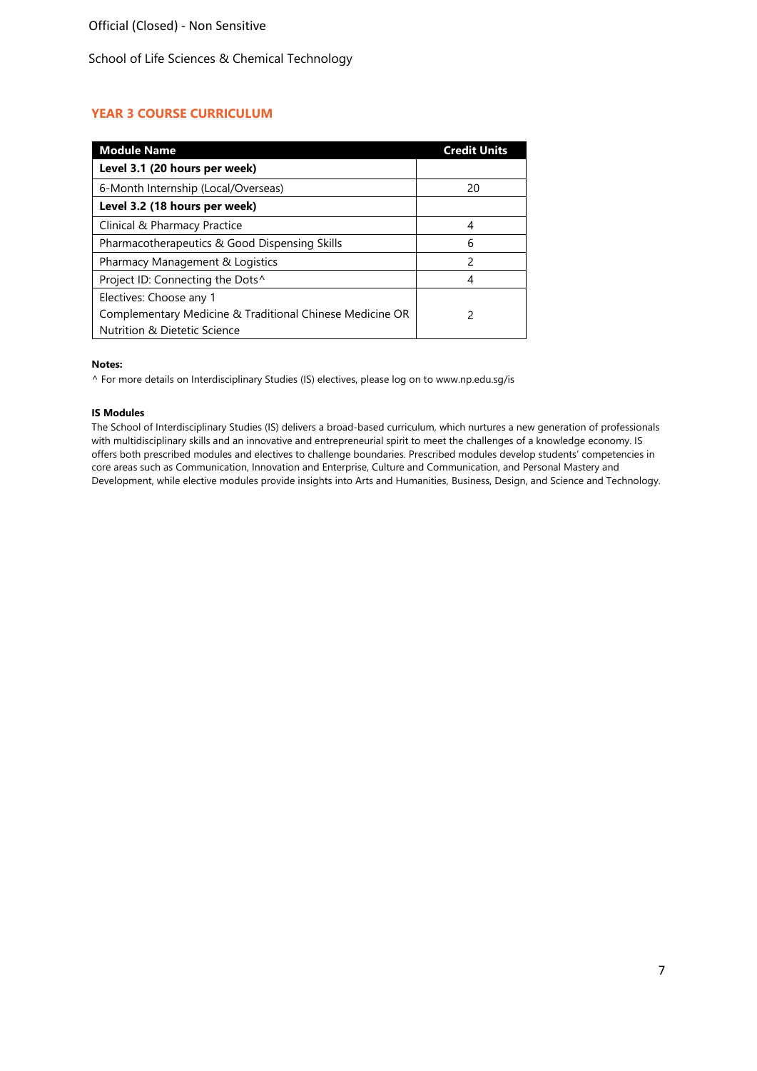Official (Closed) - Non Sensitive

School of Life Sciences & Chemical Technology

## YEAR 3 COURSE CURRICULUM

| Module Name | Credit Units |
|---|---|
| **Level 3.1 (20 hours per week)** | |
| 6-Month Internship (Local/Overseas) | 20 |
| **Level 3.2 (18 hours per week)** | |
| Clinical & Pharmacy Practice | 4 |
| Pharmacotherapeutics & Good Dispensing Skills | 6 |
| Pharmacy Management & Logistics | 2 |
| Project ID: Connecting the Dots^ | 4 |
| Electives: Choose any 1<br>Complementary Medicine & Traditional Chinese Medicine OR<br>Nutrition & Dietetic Science | 2 |

**Notes:**

^ For more details on Interdisciplinary Studies (IS) electives, please log on to www.np.edu.sg/is

**IS Modules**

The School of Interdisciplinary Studies (IS) delivers a broad-based curriculum, which nurtures a new generation of professionals with multidisciplinary skills and an innovative and entrepreneurial spirit to meet the challenges of a knowledge economy. IS offers both prescribed modules and electives to challenge boundaries. Prescribed modules develop students' competencies in core areas such as Communication, Innovation and Enterprise, Culture and Communication, and Personal Mastery and Development, while elective modules provide insights into Arts and Humanities, Business, Design, and Science and Technology.